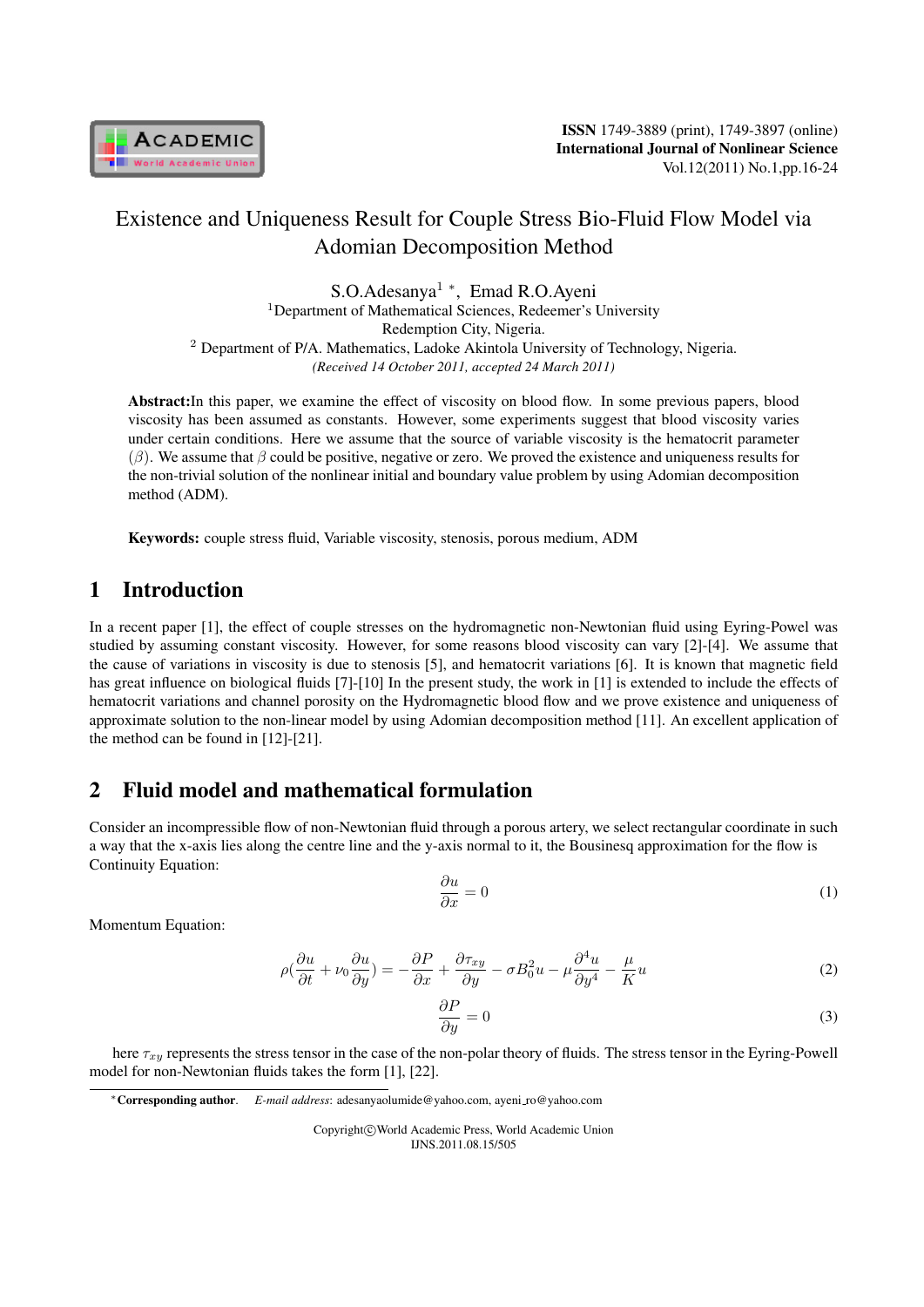# Existence and Uniqueness Result for Couple Stress Bio-Fluid Flow Model via Adomian Decomposition Method

S.O.Adesanya[1] *, Emad R.O.Ayeni

[1]Department of Mathematical Sciences, Redeemer's University
Redemption City, Nigeria.

[2] Department of P/A. Mathematics, Ladoke Akintola University of Technology, Nigeria.

*(Received 14 October 2011, accepted 24 March 2011)*

**Abstract:** In this paper, we examine the effect of viscosity on blood flow. In some previous papers, blood viscosity has been assumed as constants. However, some experiments suggest that blood viscosity varies under certain conditions. Here we assume that the source of variable viscosity is the hematocrit parameter ($\beta$). We assume that $\beta$ could be positive, negative or zero. We proved the existence and uniqueness results for the non-trivial solution of the nonlinear initial and boundary value problem by using Adomian decomposition method (ADM).

**Keywords:** couple stress fluid, Variable viscosity, stenosis, porous medium, ADM

## 1 Introduction

In a recent paper [1], the effect of couple stresses on the hydromagnetic non-Newtonian fluid using Eyring-Powel was studied by assuming constant viscosity. However, for some reasons blood viscosity can vary [2]-[4]. We assume that the cause of variations in viscosity is due to stenosis [5], and hematocrit variations [6]. It is known that magnetic field has great influence on biological fluids [7]-[10] In the present study, the work in [1] is extended to include the effects of hematocrit variations and channel porosity on the Hydromagnetic blood flow and we prove existence and uniqueness of approximate solution to the non-linear model by using Adomian decomposition method [11]. An excellent application of the method can be found in [12]-[21].

## 2 Fluid model and mathematical formulation

Consider an incompressible flow of non-Newtonian fluid through a porous artery, we select rectangular coordinate in such a way that the x-axis lies along the centre line and the y-axis normal to it, the Bousinesq approximation for the flow is Continuity Equation:

$$\frac{\partial u}{\partial x} = 0 \tag{1}$$

Momentum Equation:

$$\rho\left(\frac{\partial u}{\partial t} + \nu_0 \frac{\partial u}{\partial y}\right) = -\frac{\partial P}{\partial x} + \frac{\partial \tau_{xy}}{\partial y} - \sigma B_0^2 u - \mu \frac{\partial^4 u}{\partial y^4} - \frac{\mu}{K} u \tag{2}$$

$$\frac{\partial P}{\partial y} = 0 \tag{3}$$

here $\tau_{xy}$ represents the stress tensor in the case of the non-polar theory of fluids. The stress tensor in the Eyring-Powell model for non-Newtonian fluids takes the form [1], [22].

*Corresponding author. *E-mail address*: adesanyaolumide@yahoo.com, ayeni_ro@yahoo.com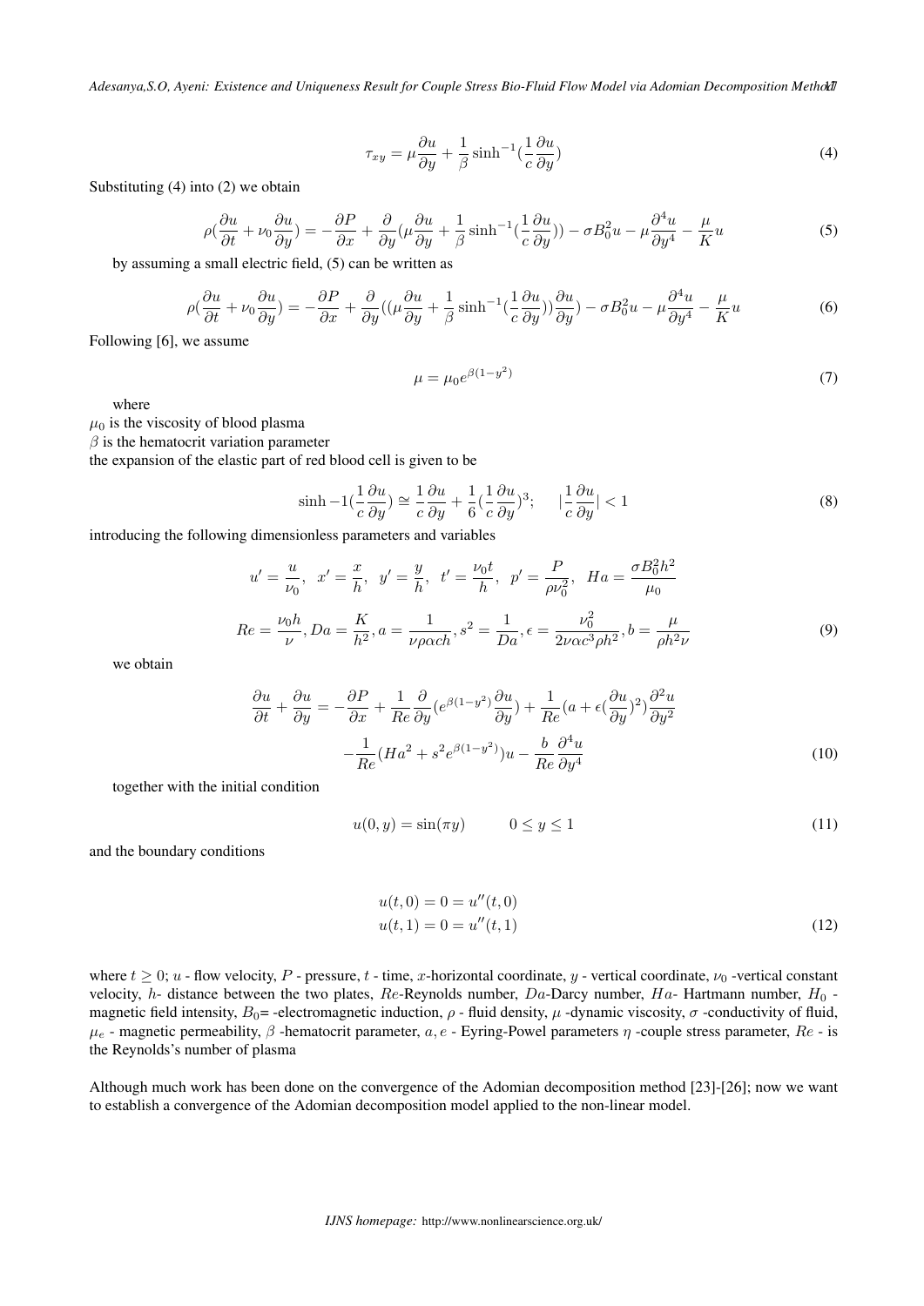$$\tau_{xy} = \mu\frac{\partial u}{\partial y} + \frac{1}{\beta}\sinh^{-1}(\frac{1}{c}\frac{\partial u}{\partial y}) \tag{4}$$

Substituting (4) into (2) we obtain

$$\rho(\frac{\partial u}{\partial t} + \nu_0\frac{\partial u}{\partial y}) = -\frac{\partial P}{\partial x} + \frac{\partial}{\partial y}(\mu\frac{\partial u}{\partial y} + \frac{1}{\beta}\sinh^{-1}(\frac{1}{c}\frac{\partial u}{\partial y})) - \sigma B_0^2 u - \mu\frac{\partial^4 u}{\partial y^4} - \frac{\mu}{K}u \tag{5}$$

by assuming a small electric field, (5) can be written as

$$\rho(\frac{\partial u}{\partial t} + \nu_0\frac{\partial u}{\partial y}) = -\frac{\partial P}{\partial x} + \frac{\partial}{\partial y}((\mu\frac{\partial u}{\partial y} + \frac{1}{\beta}\sinh^{-1}(\frac{1}{c}\frac{\partial u}{\partial y}))\frac{\partial u}{\partial y}) - \sigma B_0^2 u - \mu\frac{\partial^4 u}{\partial y^4} - \frac{\mu}{K}u \tag{6}$$

Following [6], we assume

$$\mu = \mu_0 e^{\beta(1-y^2)} \tag{7}$$

where

$\mu_0$ is the viscosity of blood plasma

$\beta$ is the hematocrit variation parameter

the expansion of the elastic part of red blood cell is given to be

$$\sinh -1(\frac{1}{c}\frac{\partial u}{\partial y}) \cong \frac{1}{c}\frac{\partial u}{\partial y} + \frac{1}{6}(\frac{1}{c}\frac{\partial u}{\partial y})^3; \qquad |\frac{1}{c}\frac{\partial u}{\partial y}| < 1 \tag{8}$$

introducing the following dimensionless parameters and variables

$$u' = \frac{u}{\nu_0},\ \ x' = \frac{x}{h},\ \ y' = \frac{y}{h},\ \ t' = \frac{\nu_0 t}{h},\ \ p' = \frac{P}{\rho\nu_0^2},\ \ Ha = \frac{\sigma B_0^2 h^2}{\mu_0}$$

$$Re = \frac{\nu_0 h}{\nu}, Da = \frac{K}{h^2}, a = \frac{1}{\nu\rho\alpha ch}, s^2 = \frac{1}{Da}, \epsilon = \frac{\nu_0^2}{2\nu\alpha c^3\rho h^2}, b = \frac{\mu}{\rho h^2\nu} \tag{9}$$

we obtain

$$\frac{\partial u}{\partial t} + \frac{\partial u}{\partial y} = -\frac{\partial P}{\partial x} + \frac{1}{Re}\frac{\partial}{\partial y}(e^{\beta(1-y^2)}\frac{\partial u}{\partial y}) + \frac{1}{Re}(a + \epsilon(\frac{\partial u}{\partial y})^2)\frac{\partial^2 u}{\partial y^2}$$
$$-\frac{1}{Re}(Ha^2 + s^2 e^{\beta(1-y^2)})u - \frac{b}{Re}\frac{\partial^4 u}{\partial y^4} \tag{10}$$

together with the initial condition

$$u(0, y) = \sin(\pi y) \qquad 0 \leq y \leq 1 \tag{11}$$

and the boundary conditions

$$u(t, 0) = 0 = u''(t, 0)$$
$$u(t, 1) = 0 = u''(t, 1) \tag{12}$$

where $t \geq 0$; $u$ - flow velocity, $P$ - pressure, $t$ - time, $x$-horizontal coordinate, $y$ - vertical coordinate, $\nu_0$ -vertical constant velocity, $h$- distance between the two plates, $Re$-Reynolds number, $Da$-Darcy number, $Ha$- Hartmann number, $H_0$ - magnetic field intensity, $B_0$= -electromagnetic induction, $\rho$ - fluid density, $\mu$ -dynamic viscosity, $\sigma$ -conductivity of fluid, $\mu_e$ - magnetic permeability, $\beta$ -hematocrit parameter, $a, e$ - Eyring-Powel parameters $\eta$ -couple stress parameter, $Re$ - is the Reynolds's number of plasma

Although much work has been done on the convergence of the Adomian decomposition method [23]-[26]; now we want to establish a convergence of the Adomian decomposition model applied to the non-linear model.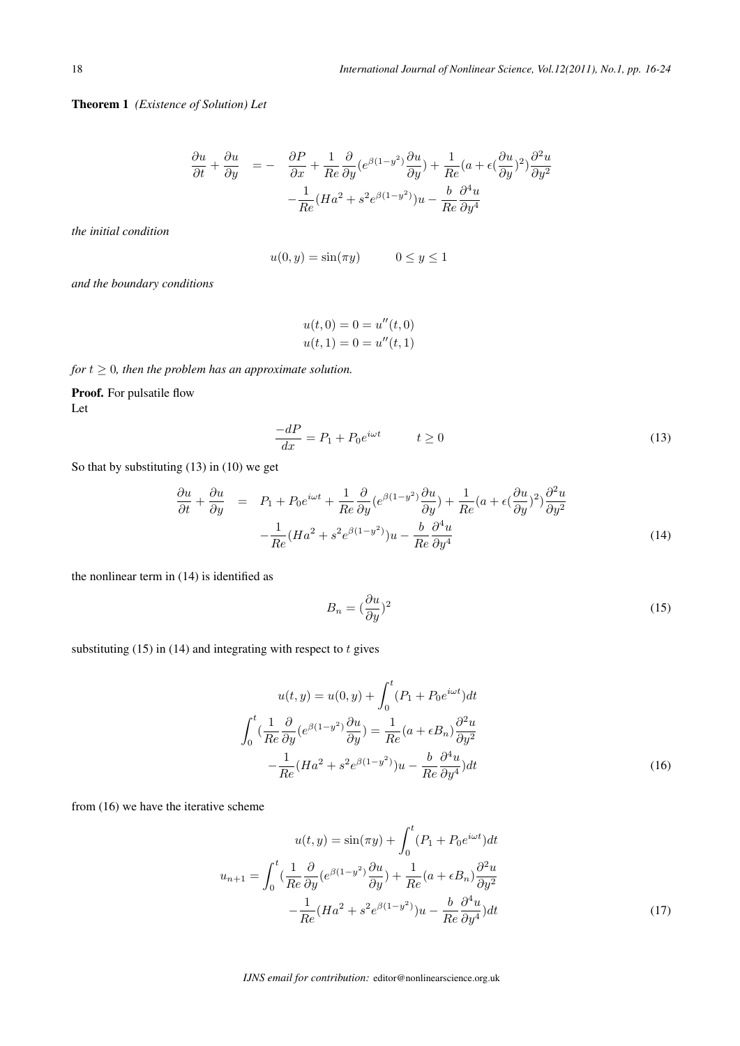**Theorem 1** *(Existence of Solution) Let*

$$
\begin{aligned}
\frac{\partial u}{\partial t}+\frac{\partial u}{\partial y} \quad = - \quad & \frac{\partial P}{\partial x}+\frac{1}{Re}\frac{\partial}{\partial y}(e^{\beta(1-y^2)}\frac{\partial u}{\partial y})+\frac{1}{Re}(a+\epsilon(\frac{\partial u}{\partial y})^2)\frac{\partial^2 u}{\partial y^2} \\
& -\frac{1}{Re}(Ha^2+s^2e^{\beta(1-y^2)})u-\frac{b}{Re}\frac{\partial^4 u}{\partial y^4}
\end{aligned}
$$

*the initial condition*

$$
u(0,y)=\sin(\pi y) \qquad 0\leq y\leq 1
$$

*and the boundary conditions*

$$
\begin{aligned}
u(t,0)=0=u''(t,0) \\
u(t,1)=0=u''(t,1)
\end{aligned}
$$

*for $t\geq 0$, then the problem has an approximate solution.*

**Proof.** For pulsatile flow
Let

$$
\frac{-dP}{dx}=P_1+P_0e^{i\omega t} \qquad t\geq 0 \tag{13}
$$

So that by substituting (13) in (10) we get

$$
\begin{aligned}
\frac{\partial u}{\partial t}+\frac{\partial u}{\partial y} \quad = \quad & P_1+P_0e^{i\omega t}+\frac{1}{Re}\frac{\partial}{\partial y}(e^{\beta(1-y^2)}\frac{\partial u}{\partial y})+\frac{1}{Re}(a+\epsilon(\frac{\partial u}{\partial y})^2)\frac{\partial^2 u}{\partial y^2} \\
& -\frac{1}{Re}(Ha^2+s^2e^{\beta(1-y^2)})u-\frac{b}{Re}\frac{\partial^4 u}{\partial y^4}
\end{aligned} \tag{14}
$$

the nonlinear term in (14) is identified as

$$
B_n=(\frac{\partial u}{\partial y})^2 \tag{15}
$$

substituting (15) in (14) and integrating with respect to $t$ gives

$$
\begin{aligned}
u(t,y)=u(0,y)+\int_0^t(P_1+P_0e^{i\omega t})dt \\
\int_0^t(\frac{1}{Re}\frac{\partial}{\partial y}(e^{\beta(1-y^2)}\frac{\partial u}{\partial y})=\frac{1}{Re}(a+\epsilon B_n)\frac{\partial^2 u}{\partial y^2} \\
-\frac{1}{Re}(Ha^2+s^2e^{\beta(1-y^2)})u-\frac{b}{Re}\frac{\partial^4 u}{\partial y^4})dt
\end{aligned} \tag{16}
$$

from (16) we have the iterative scheme

$$
\begin{aligned}
u(t,y)=\sin(\pi y)+\int_0^t(P_1+P_0e^{i\omega t})dt \\
u_{n+1}=\int_0^t(\frac{1}{Re}\frac{\partial}{\partial y}(e^{\beta(1-y^2)}\frac{\partial u}{\partial y})+\frac{1}{Re}(a+\epsilon B_n)\frac{\partial^2 u}{\partial y^2} \\
-\frac{1}{Re}(Ha^2+s^2e^{\beta(1-y^2)})u-\frac{b}{Re}\frac{\partial^4 u}{\partial y^4})dt
\end{aligned} \tag{17}
$$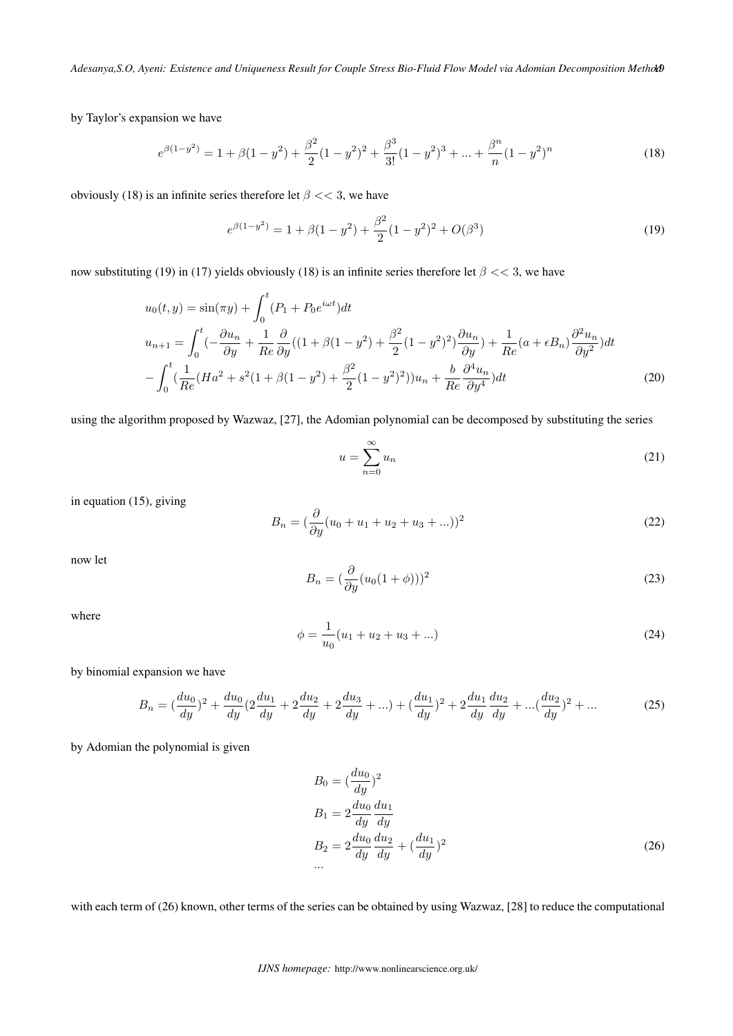by Taylor's expansion we have

$$e^{\beta(1-y^2)} = 1 + \beta(1-y^2) + \frac{\beta^2}{2}(1-y^2)^2 + \frac{\beta^3}{3!}(1-y^2)^3 + ... + \frac{\beta^n}{n}(1-y^2)^n \tag{18}$$

obviously (18) is an infinite series therefore let $\beta << 3$, we have

$$e^{\beta(1-y^2)} = 1 + \beta(1-y^2) + \frac{\beta^2}{2}(1-y^2)^2 + O(\beta^3) \tag{19}$$

now substituting (19) in (17) yields obviously (18) is an infinite series therefore let $\beta << 3$, we have

$$\begin{aligned}
u_0(t,y) &= \sin(\pi y) + \int_0^t (P_1 + P_0 e^{i\omega t})dt \\
u_{n+1} &= \int_0^t (-\frac{\partial u_n}{\partial y} + \frac{1}{Re}\frac{\partial}{\partial y}((1+\beta(1-y^2) + \frac{\beta^2}{2}(1-y^2)^2)\frac{\partial u_n}{\partial y}) + \frac{1}{Re}(a+\epsilon B_n)\frac{\partial^2 u_n}{\partial y^2})dt \\
&- \int_0^t (\frac{1}{Re}(Ha^2 + s^2(1+\beta(1-y^2) + \frac{\beta^2}{2}(1-y^2)^2))u_n + \frac{b}{Re}\frac{\partial^4 u_n}{\partial y^4})dt
\end{aligned} \tag{20}$$

using the algorithm proposed by Wazwaz, [27], the Adomian polynomial can be decomposed by substituting the series

$$u = \sum_{n=0}^{\infty} u_n \tag{21}$$

in equation (15), giving

$$B_n = (\frac{\partial}{\partial y}(u_0 + u_1 + u_2 + u_3 + ...))^2 \tag{22}$$

now let

$$B_n = (\frac{\partial}{\partial y}(u_0(1+\phi)))^2 \tag{23}$$

where

$$\phi = \frac{1}{u_0}(u_1 + u_2 + u_3 + ...) \tag{24}$$

by binomial expansion we have

$$B_n = (\frac{du_0}{dy})^2 + \frac{du_0}{dy}(2\frac{du_1}{dy} + 2\frac{du_2}{dy} + 2\frac{du_3}{dy} + ...) + (\frac{du_1}{dy})^2 + 2\frac{du_1}{dy}\frac{du_2}{dy} + ...(\frac{du_2}{dy})^2 + ... \tag{25}$$

by Adomian the polynomial is given

$$\begin{aligned}
B_0 &= (\frac{du_0}{dy})^2 \\
B_1 &= 2\frac{du_0}{dy}\frac{du_1}{dy} \\
B_2 &= 2\frac{du_0}{dy}\frac{du_2}{dy} + (\frac{du_1}{dy})^2 \\
&...
\end{aligned} \tag{26}$$

with each term of (26) known, other terms of the series can be obtained by using Wazwaz, [28] to reduce the computational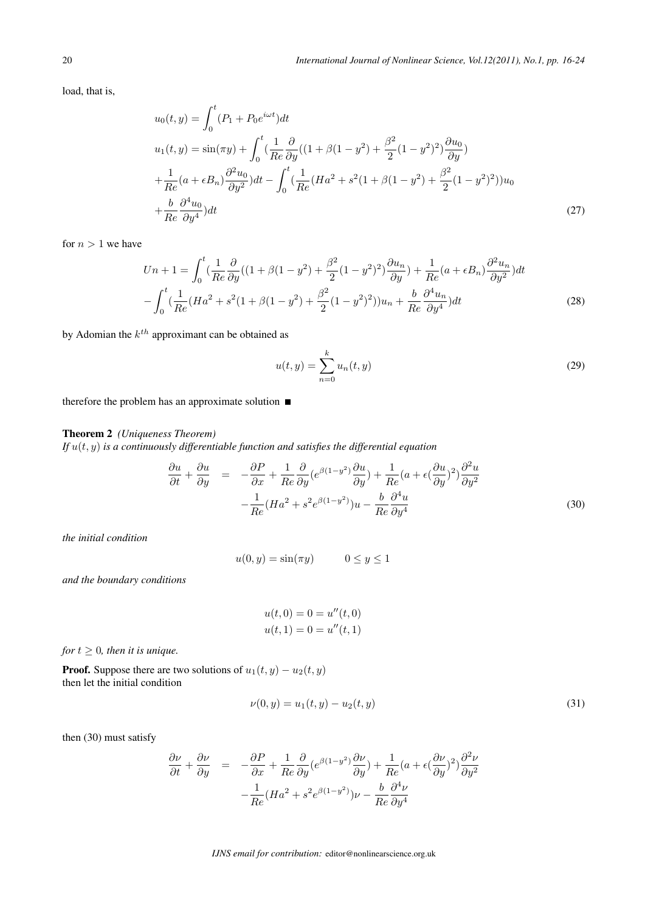load, that is,

$$
\begin{aligned}
&u_0(t,y) = \int_0^t (P_1 + P_0 e^{i\omega t})dt \\
&u_1(t,y) = \sin(\pi y) + \int_0^t (\frac{1}{Re}\frac{\partial}{\partial y}((1+\beta(1-y^2)+\frac{\beta^2}{2}(1-y^2)^2)\frac{\partial u_0}{\partial y}) \\
&+\frac{1}{Re}(a+\epsilon B_n)\frac{\partial^2 u_0}{\partial y^2})dt - \int_0^t (\frac{1}{Re}(Ha^2 + s^2(1+\beta(1-y^2)+\frac{\beta^2}{2}(1-y^2)^2))u_0 \\
&+\frac{b}{Re}\frac{\partial^4 u_0}{\partial y^4})dt
\end{aligned}
\tag{27}
$$

for $n > 1$ we have

$$
\begin{aligned}
Un+1 &= \int_0^t (\frac{1}{Re}\frac{\partial}{\partial y}((1+\beta(1-y^2)+\frac{\beta^2}{2}(1-y^2)^2)\frac{\partial u_n}{\partial y}) + \frac{1}{Re}(a+\epsilon B_n)\frac{\partial^2 u_n}{\partial y^2})dt \\
&- \int_0^t (\frac{1}{Re}(Ha^2 + s^2(1+\beta(1-y^2)+\frac{\beta^2}{2}(1-y^2)^2))u_n + \frac{b}{Re}\frac{\partial^4 u_n}{\partial y^4})dt
\end{aligned}
\tag{28}
$$

by Adomian the $k^{th}$ approximant can be obtained as

$$
u(t,y) = \sum_{n=0}^{k} u_n(t,y) \tag{29}
$$

therefore the problem has an approximate solution ■

**Theorem 2** *(Uniqueness Theorem)*
*If $u(t,y)$ is a continuously differentiable function and satisfies the differential equation*

$$
\begin{aligned}
\frac{\partial u}{\partial t} + \frac{\partial u}{\partial y} &= -\frac{\partial P}{\partial x} + \frac{1}{Re}\frac{\partial}{\partial y}(e^{\beta(1-y^2)}\frac{\partial u}{\partial y}) + \frac{1}{Re}(a+\epsilon(\frac{\partial u}{\partial y})^2)\frac{\partial^2 u}{\partial y^2} \\
&-\frac{1}{Re}(Ha^2 + s^2 e^{\beta(1-y^2)})u - \frac{b}{Re}\frac{\partial^4 u}{\partial y^4}
\end{aligned}
\tag{30}
$$

*the initial condition*

$$
u(0,y) = \sin(\pi y) \qquad 0 \le y \le 1
$$

*and the boundary conditions*

$$
\begin{aligned}
u(t,0) = 0 = u''(t,0) \\
u(t,1) = 0 = u''(t,1)
\end{aligned}
$$

*for $t \ge 0$, then it is unique.*

**Proof.** Suppose there are two solutions of $u_1(t,y) - u_2(t,y)$
then let the initial condition

$$
\nu(0,y) = u_1(t,y) - u_2(t,y) \tag{31}
$$

then (30) must satisfy

$$
\begin{aligned}
\frac{\partial \nu}{\partial t} + \frac{\partial \nu}{\partial y} &= -\frac{\partial P}{\partial x} + \frac{1}{Re}\frac{\partial}{\partial y}(e^{\beta(1-y^2)}\frac{\partial \nu}{\partial y}) + \frac{1}{Re}(a+\epsilon(\frac{\partial \nu}{\partial y})^2)\frac{\partial^2 \nu}{\partial y^2} \\
&-\frac{1}{Re}(Ha^2 + s^2 e^{\beta(1-y^2)})\nu - \frac{b}{Re}\frac{\partial^4 \nu}{\partial y^4}
\end{aligned}
$$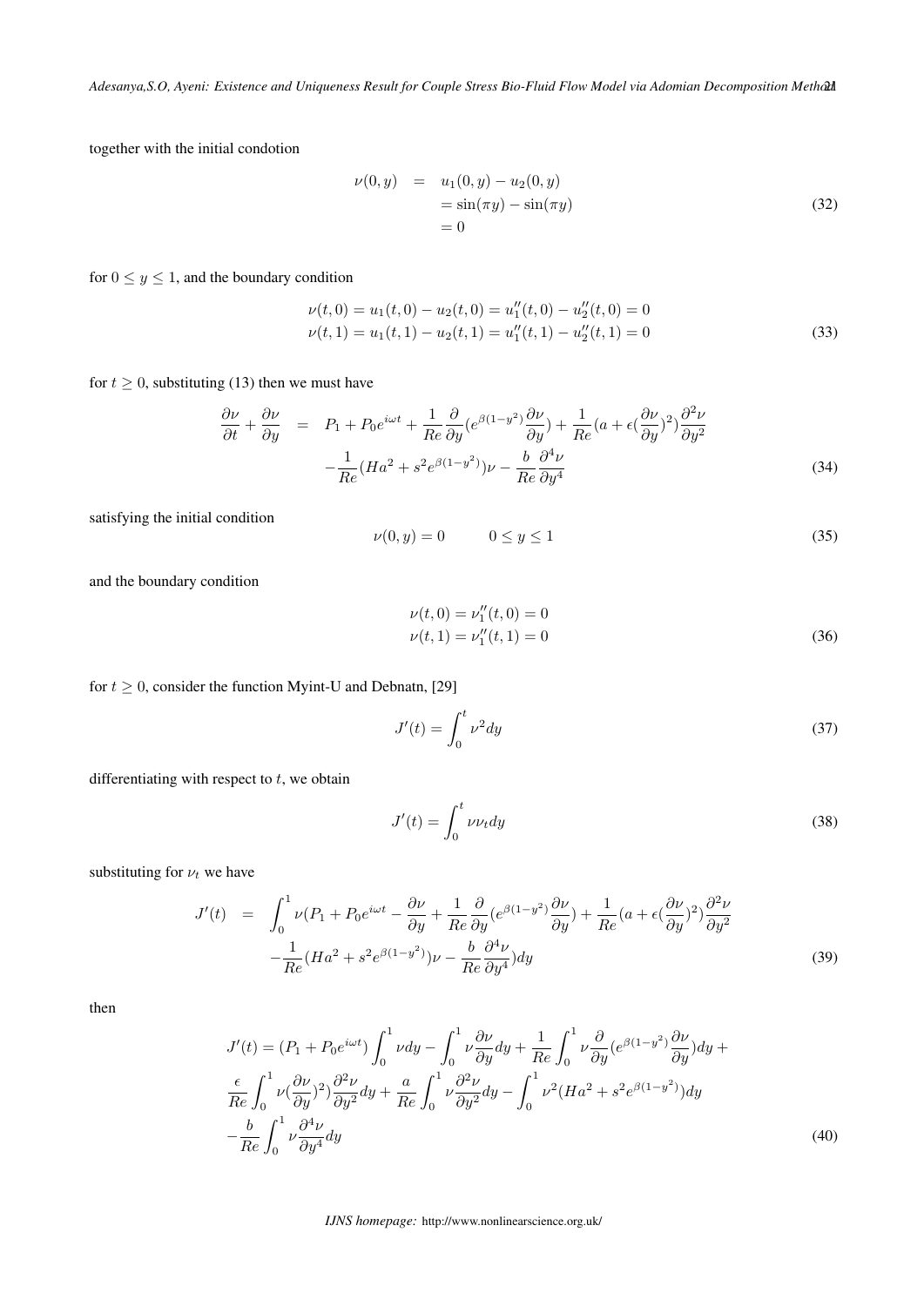together with the initial condotion

$$
\begin{aligned}
\nu(0, y) &= u_1(0, y) - u_2(0, y) \\
&= \sin(\pi y) - \sin(\pi y) \\
&= 0
\end{aligned} \tag{32}
$$

for $0 \le y \le 1$, and the boundary condition

$$
\begin{aligned}
\nu(t, 0) = u_1(t, 0) - u_2(t, 0) = u_1''(t, 0) - u_2''(t, 0) = 0 \\
\nu(t, 1) = u_1(t, 1) - u_2(t, 1) = u_1''(t, 1) - u_2''(t, 1) = 0
\end{aligned} \tag{33}
$$

for $t \ge 0$, substituting (13) then we must have

$$
\begin{aligned}
\frac{\partial \nu}{\partial t} + \frac{\partial \nu}{\partial y} &= P_1 + P_0 e^{i\omega t} + \frac{1}{Re}\frac{\partial}{\partial y}(e^{\beta(1-y^2)}\frac{\partial \nu}{\partial y}) + \frac{1}{Re}(a + \epsilon(\frac{\partial \nu}{\partial y})^2)\frac{\partial^2 \nu}{\partial y^2} \\
&- \frac{1}{Re}(Ha^2 + s^2 e^{\beta(1-y^2)})\nu - \frac{b}{Re}\frac{\partial^4 \nu}{\partial y^4}
\end{aligned} \tag{34}
$$

satisfying the initial condition

$$
\nu(0, y) = 0 \qquad 0 \le y \le 1 \tag{35}
$$

and the boundary condition

$$
\begin{aligned}
\nu(t, 0) = \nu_1''(t, 0) = 0 \\
\nu(t, 1) = \nu_1''(t, 1) = 0
\end{aligned} \tag{36}
$$

for $t \ge 0$, consider the function Myint-U and Debnatn, [29]

$$
J'(t) = \int_0^t \nu^2 dy \tag{37}
$$

differentiating with respect to $t$, we obtain

$$
J'(t) = \int_0^t \nu \nu_t dy \tag{38}
$$

substituting for $\nu_t$ we have

$$
\begin{aligned}
J'(t) &= \int_0^1 \nu(P_1 + P_0 e^{i\omega t} - \frac{\partial \nu}{\partial y} + \frac{1}{Re}\frac{\partial}{\partial y}(e^{\beta(1-y^2)}\frac{\partial \nu}{\partial y}) + \frac{1}{Re}(a + \epsilon(\frac{\partial \nu}{\partial y})^2)\frac{\partial^2 \nu}{\partial y^2} \\
&- \frac{1}{Re}(Ha^2 + s^2 e^{\beta(1-y^2)})\nu - \frac{b}{Re}\frac{\partial^4 \nu}{\partial y^4})dy
\end{aligned} \tag{39}
$$

then

$$
\begin{aligned}
&J'(t) = (P_1 + P_0 e^{i\omega t})\int_0^1 \nu dy - \int_0^1 \nu \frac{\partial \nu}{\partial y} dy + \frac{1}{Re}\int_0^1 \nu \frac{\partial}{\partial y}(e^{\beta(1-y^2)}\frac{\partial \nu}{\partial y})dy + \\
&\frac{\epsilon}{Re}\int_0^1 \nu(\frac{\partial \nu}{\partial y})^2)\frac{\partial^2 \nu}{\partial y^2} dy + \frac{a}{Re}\int_0^1 \nu \frac{\partial^2 \nu}{\partial y^2} dy - \int_0^1 \nu^2 (Ha^2 + s^2 e^{\beta(1-y^2)})dy \\
&- \frac{b}{Re}\int_0^1 \nu \frac{\partial^4 \nu}{\partial y^4} dy
\end{aligned} \tag{40}
$$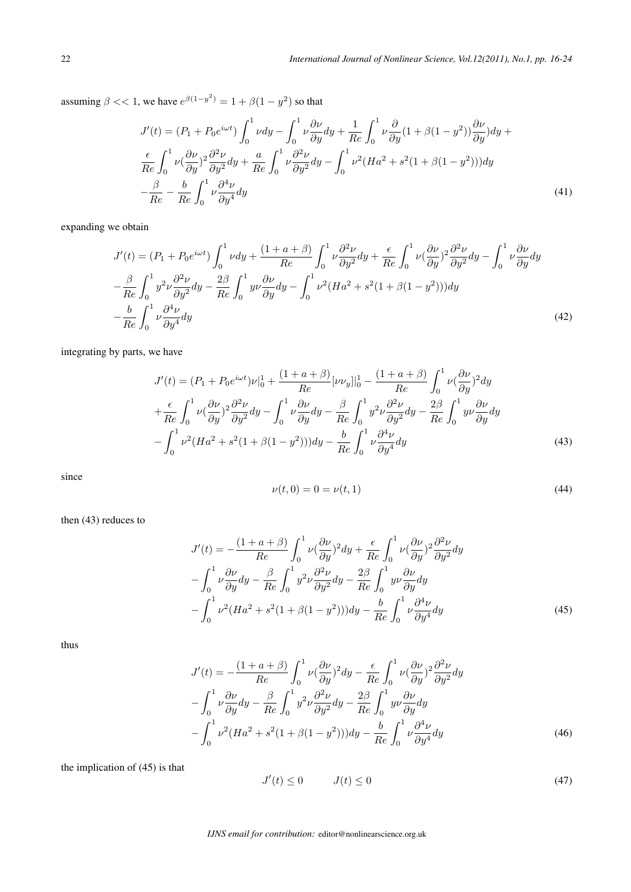assuming $\beta << 1$, we have $e^{\beta(1-y^2)} = 1 + \beta(1-y^2)$ so that

$$
\begin{aligned}
J'(t) = (P_1 + P_0 e^{i\omega t}) \int_0^1 \nu dy - \int_0^1 \nu \frac{\partial \nu}{\partial y} dy + \frac{1}{Re} \int_0^1 \nu \frac{\partial}{\partial y}(1 + \beta(1-y^2)) \frac{\partial \nu}{\partial y}) dy + \\
\frac{\epsilon}{Re} \int_0^1 \nu (\frac{\partial \nu}{\partial y})^2 \frac{\partial^2 \nu}{\partial y^2} dy + \frac{a}{Re} \int_0^1 \nu \frac{\partial^2 \nu}{\partial y^2} dy - \int_0^1 \nu^2 (Ha^2 + s^2(1 + \beta(1-y^2))) dy \\
-\frac{\beta}{Re} - \frac{b}{Re} \int_0^1 \nu \frac{\partial^4 \nu}{\partial y^4} dy
\end{aligned} \tag{41}
$$

expanding we obtain

$$
\begin{aligned}
J'(t) = (P_1 + P_0 e^{i\omega t}) \int_0^1 \nu dy + \frac{(1+a+\beta)}{Re} \int_0^1 \nu \frac{\partial^2 \nu}{\partial y^2} dy + \frac{\epsilon}{Re} \int_0^1 \nu (\frac{\partial \nu}{\partial y})^2 \frac{\partial^2 \nu}{\partial y^2} dy - \int_0^1 \nu \frac{\partial \nu}{\partial y} dy \\
-\frac{\beta}{Re} \int_0^1 y^2 \nu \frac{\partial^2 \nu}{\partial y^2} dy - \frac{2\beta}{Re} \int_0^1 y \nu \frac{\partial \nu}{\partial y} dy - \int_0^1 \nu^2 (Ha^2 + s^2(1 + \beta(1-y^2))) dy \\
-\frac{b}{Re} \int_0^1 \nu \frac{\partial^4 \nu}{\partial y^4} dy
\end{aligned} \tag{42}
$$

integrating by parts, we have

$$
\begin{aligned}
J'(t) = (P_1 + P_0 e^{i\omega t}) \nu|_0^1 + \frac{(1+a+\beta)}{Re} [\nu \nu_y]|_0^1 - \frac{(1+a+\beta)}{Re} \int_0^1 \nu (\frac{\partial \nu}{\partial y})^2 dy \\
+\frac{\epsilon}{Re} \int_0^1 \nu (\frac{\partial \nu}{\partial y})^2 \frac{\partial^2 \nu}{\partial y^2} dy - \int_0^1 \nu \frac{\partial \nu}{\partial y} dy - \frac{\beta}{Re} \int_0^1 y^2 \nu \frac{\partial^2 \nu}{\partial y^2} dy - \frac{2\beta}{Re} \int_0^1 y \nu \frac{\partial \nu}{\partial y} dy \\
-\int_0^1 \nu^2 (Ha^2 + s^2(1 + \beta(1-y^2))) dy - \frac{b}{Re} \int_0^1 \nu \frac{\partial^4 \nu}{\partial y^4} dy
\end{aligned} \tag{43}
$$

since

$$
\nu(t,0) = 0 = \nu(t,1) \tag{44}
$$

then (43) reduces to

$$
\begin{aligned}
J'(t) = -\frac{(1+a+\beta)}{Re} \int_0^1 \nu (\frac{\partial \nu}{\partial y})^2 dy + \frac{\epsilon}{Re} \int_0^1 \nu (\frac{\partial \nu}{\partial y})^2 \frac{\partial^2 \nu}{\partial y^2} dy \\
-\int_0^1 \nu \frac{\partial \nu}{\partial y} dy - \frac{\beta}{Re} \int_0^1 y^2 \nu \frac{\partial^2 \nu}{\partial y^2} dy - \frac{2\beta}{Re} \int_0^1 y \nu \frac{\partial \nu}{\partial y} dy \\
-\int_0^1 \nu^2 (Ha^2 + s^2(1 + \beta(1-y^2))) dy - \frac{b}{Re} \int_0^1 \nu \frac{\partial^4 \nu}{\partial y^4} dy
\end{aligned} \tag{45}
$$

thus

$$
\begin{aligned}
J'(t) = -\frac{(1+a+\beta)}{Re} \int_0^1 \nu (\frac{\partial \nu}{\partial y})^2 dy - \frac{\epsilon}{Re} \int_0^1 \nu (\frac{\partial \nu}{\partial y})^2 \frac{\partial^2 \nu}{\partial y^2} dy \\
-\int_0^1 \nu \frac{\partial \nu}{\partial y} dy - \frac{\beta}{Re} \int_0^1 y^2 \nu \frac{\partial^2 \nu}{\partial y^2} dy - \frac{2\beta}{Re} \int_0^1 y \nu \frac{\partial \nu}{\partial y} dy \\
-\int_0^1 \nu^2 (Ha^2 + s^2(1 + \beta(1-y^2))) dy - \frac{b}{Re} \int_0^1 \nu \frac{\partial^4 \nu}{\partial y^4} dy
\end{aligned} \tag{46}
$$

the implication of (45) is that

$$
J'(t) \leq 0 \qquad J(t) \leq 0 \tag{47}
$$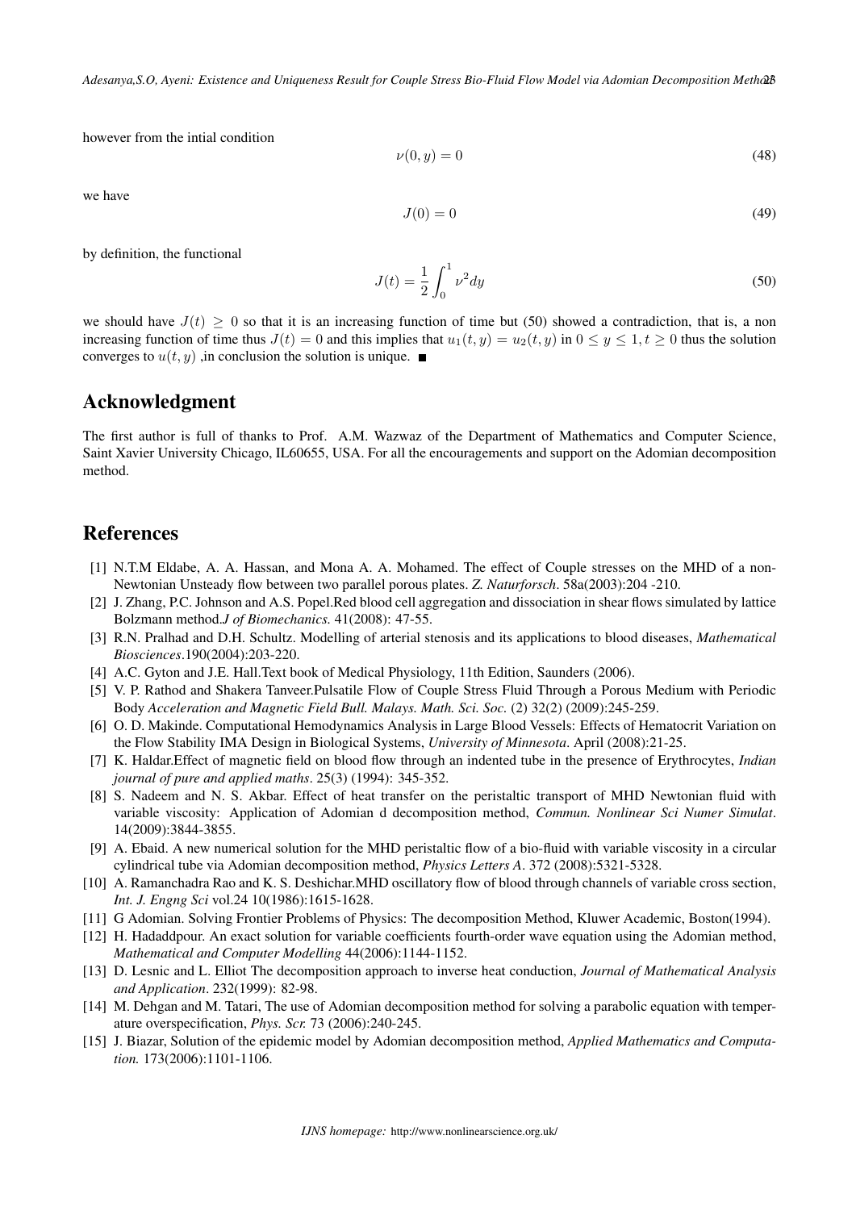however from the intial condition

$$\nu(0, y) = 0 \tag{48}$$

we have

$$J(0) = 0 \tag{49}$$

by definition, the functional

$$J(t) = \frac{1}{2} \int_0^1 \nu^2 dy \tag{50}$$

we should have $J(t) \geq 0$ so that it is an increasing function of time but (50) showed a contradiction, that is, a non increasing function of time thus $J(t) = 0$ and this implies that $u_1(t, y) = u_2(t, y)$ in $0 \leq y \leq 1, t \geq 0$ thus the solution converges to $u(t, y)$ ,in conclusion the solution is unique. ■

## Acknowledgment

The first author is full of thanks to Prof. A.M. Wazwaz of the Department of Mathematics and Computer Science, Saint Xavier University Chicago, IL60655, USA. For all the encouragements and support on the Adomian decomposition method.

## References

[1] N.T.M Eldabe, A. A. Hassan, and Mona A. A. Mohamed. The effect of Couple stresses on the MHD of a non-Newtonian Unsteady flow between two parallel porous plates. *Z. Naturforsch*. 58a(2003):204 -210.

[2] J. Zhang, P.C. Johnson and A.S. Popel.Red blood cell aggregation and dissociation in shear flows simulated by lattice Bolzmann method.*J of Biomechanics.* 41(2008): 47-55.

[3] R.N. Pralhad and D.H. Schultz. Modelling of arterial stenosis and its applications to blood diseases, *Mathematical Biosciences*.190(2004):203-220.

[4] A.C. Gyton and J.E. Hall.Text book of Medical Physiology, 11th Edition, Saunders (2006).

[5] V. P. Rathod and Shakera Tanveer.Pulsatile Flow of Couple Stress Fluid Through a Porous Medium with Periodic Body *Acceleration and Magnetic Field Bull. Malays. Math. Sci. Soc.* (2) 32(2) (2009):245-259.

[6] O. D. Makinde. Computational Hemodynamics Analysis in Large Blood Vessels: Effects of Hematocrit Variation on the Flow Stability IMA Design in Biological Systems, *University of Minnesota*. April (2008):21-25.

[7] K. Haldar.Effect of magnetic field on blood flow through an indented tube in the presence of Erythrocytes, *Indian journal of pure and applied maths*. 25(3) (1994): 345-352.

[8] S. Nadeem and N. S. Akbar. Effect of heat transfer on the peristaltic transport of MHD Newtonian fluid with variable viscosity: Application of Adomian d decomposition method, *Commun. Nonlinear Sci Numer Simulat*. 14(2009):3844-3855.

[9] A. Ebaid. A new numerical solution for the MHD peristaltic flow of a bio-fluid with variable viscosity in a circular cylindrical tube via Adomian decomposition method, *Physics Letters A*. 372 (2008):5321-5328.

[10] A. Ramanchadra Rao and K. S. Deshichar.MHD oscillatory flow of blood through channels of variable cross section, *Int. J. Engng Sci* vol.24 10(1986):1615-1628.

[11] G Adomian. Solving Frontier Problems of Physics: The decomposition Method, Kluwer Academic, Boston(1994).

[12] H. Hadaddpour. An exact solution for variable coefficients fourth-order wave equation using the Adomian method, *Mathematical and Computer Modelling* 44(2006):1144-1152.

[13] D. Lesnic and L. Elliot The decomposition approach to inverse heat conduction, *Journal of Mathematical Analysis and Application*. 232(1999): 82-98.

[14] M. Dehgan and M. Tatari, The use of Adomian decomposition method for solving a parabolic equation with temperature overspecification, *Phys. Scr.* 73 (2006):240-245.

[15] J. Biazar, Solution of the epidemic model by Adomian decomposition method, *Applied Mathematics and Computation.* 173(2006):1101-1106.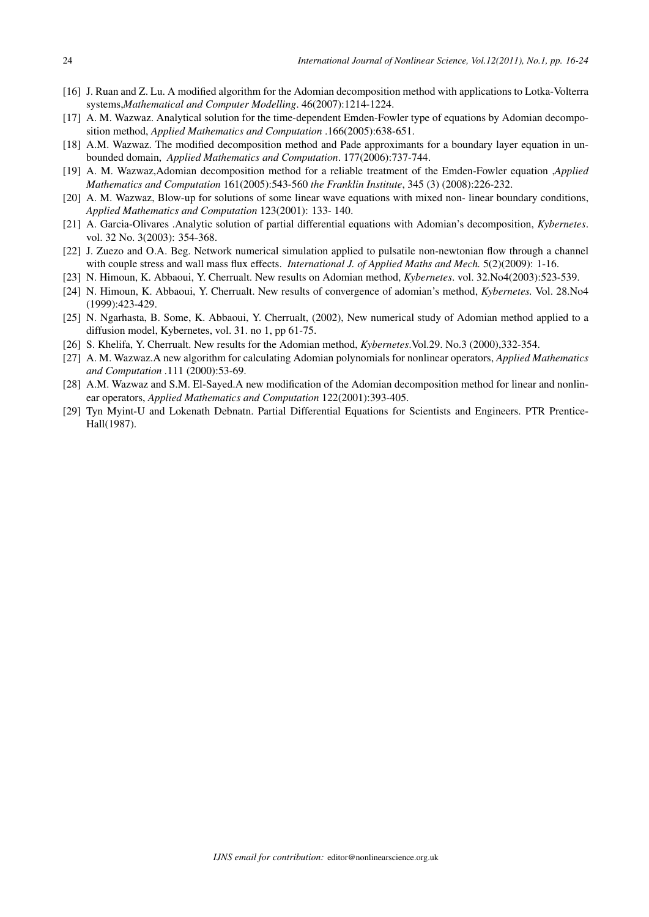[16] J. Ruan and Z. Lu. A modified algorithm for the Adomian decomposition method with applications to Lotka-Volterra systems,*Mathematical and Computer Modelling*. 46(2007):1214-1224.

[17] A. M. Wazwaz. Analytical solution for the time-dependent Emden-Fowler type of equations by Adomian decomposition method, *Applied Mathematics and Computation* .166(2005):638-651.

[18] A.M. Wazwaz. The modified decomposition method and Pade approximants for a boundary layer equation in unbounded domain, *Applied Mathematics and Computation*. 177(2006):737-744.

[19] A. M. Wazwaz,Adomian decomposition method for a reliable treatment of the Emden-Fowler equation ,*Applied Mathematics and Computation* 161(2005):543-560 *the Franklin Institute*, 345 (3) (2008):226-232.

[20] A. M. Wazwaz, Blow-up for solutions of some linear wave equations with mixed non- linear boundary conditions, *Applied Mathematics and Computation* 123(2001): 133- 140.

[21] A. Garcia-Olivares .Analytic solution of partial differential equations with Adomian's decomposition, *Kybernetes*. vol. 32 No. 3(2003): 354-368.

[22] J. Zuezo and O.A. Beg. Network numerical simulation applied to pulsatile non-newtonian flow through a channel with couple stress and wall mass flux effects. *International J. of Applied Maths and Mech.* 5(2)(2009): 1-16.

[23] N. Himoun, K. Abbaoui, Y. Cherruault. New results on Adomian method, *Kybernetes*. vol. 32.No4(2003):523-539.

[24] N. Himoun, K. Abbaoui, Y. Cherruault. New results of convergence of adomian's method, *Kybernetes.* Vol. 28.No4 (1999):423-429.

[25] N. Ngarhasta, B. Some, K. Abbaoui, Y. Cherruault, (2002), New numerical study of Adomian method applied to a diffusion model, Kybernetes, vol. 31. no 1, pp 61-75.

[26] S. Khelifa, Y. Cherrualt. New results for the Adomian method, *Kybernetes*.Vol.29. No.3 (2000),332-354.

[27] A. M. Wazwaz.A new algorithm for calculating Adomian polynomials for nonlinear operators, *Applied Mathematics and Computation* .111 (2000):53-69.

[28] A.M. Wazwaz and S.M. El-Sayed.A new modification of the Adomian decomposition method for linear and nonlinear operators, *Applied Mathematics and Computation* 122(2001):393-405.

[29] Tyn Myint-U and Lokenath Debnatn. Partial Differential Equations for Scientists and Engineers. PTR Prentice-Hall(1987).